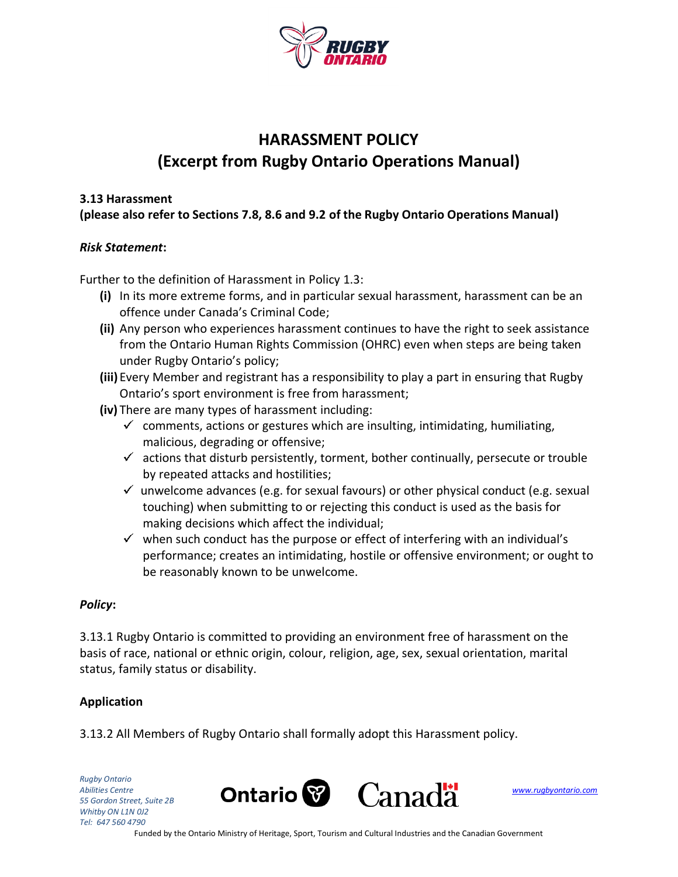# HARASSMENT POLICY
# (Excerpt from Rugby Ontario Operations Manual)

**3.13 Harassment**
**(please also refer to Sections 7.8, 8.6 and 9.2 of the Rugby Ontario Operations Manual)**

***Risk Statement*:**

Further to the definition of Harassment in Policy 1.3:

- **(i)** In its more extreme forms, and in particular sexual harassment, harassment can be an offence under Canada's Criminal Code;
- **(ii)** Any person who experiences harassment continues to have the right to seek assistance from the Ontario Human Rights Commission (OHRC) even when steps are being taken under Rugby Ontario's policy;
- **(iii)** Every Member and registrant has a responsibility to play a part in ensuring that Rugby Ontario's sport environment is free from harassment;
- **(iv)** There are many types of harassment including:
  - ✓ comments, actions or gestures which are insulting, intimidating, humiliating, malicious, degrading or offensive;
  - ✓ actions that disturb persistently, torment, bother continually, persecute or trouble by repeated attacks and hostilities;
  - ✓ unwelcome advances (e.g. for sexual favours) or other physical conduct (e.g. sexual touching) when submitting to or rejecting this conduct is used as the basis for making decisions which affect the individual;
  - ✓ when such conduct has the purpose or effect of interfering with an individual's performance; creates an intimidating, hostile or offensive environment; or ought to be reasonably known to be unwelcome.

***Policy*:**

3.13.1 Rugby Ontario is committed to providing an environment free of harassment on the basis of race, national or ethnic origin, colour, religion, age, sex, sexual orientation, marital status, family status or disability.

**Application**

3.13.2 All Members of Rugby Ontario shall formally adopt this Harassment policy.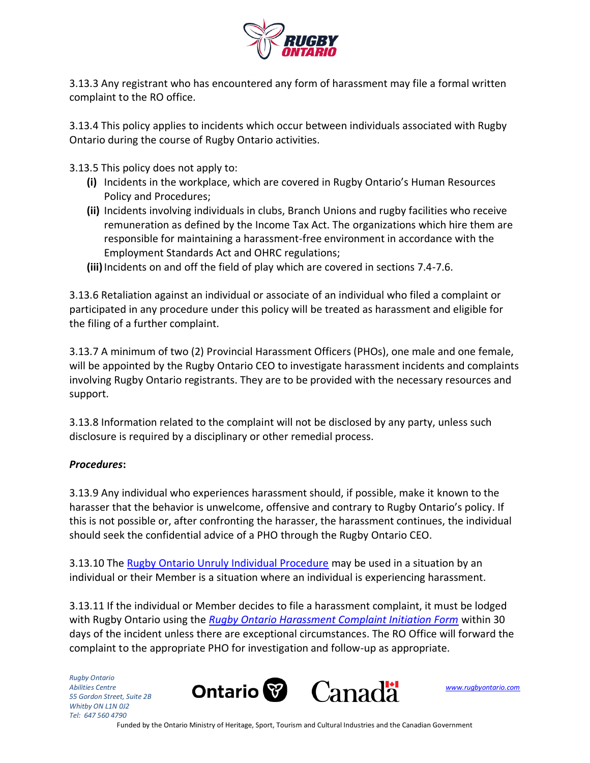3.13.3 Any registrant who has encountered any form of harassment may file a formal written complaint to the RO office.

3.13.4 This policy applies to incidents which occur between individuals associated with Rugby Ontario during the course of Rugby Ontario activities.

3.13.5 This policy does not apply to:

- **(i)** Incidents in the workplace, which are covered in Rugby Ontario's Human Resources Policy and Procedures;
- **(ii)** Incidents involving individuals in clubs, Branch Unions and rugby facilities who receive remuneration as defined by the Income Tax Act. The organizations which hire them are responsible for maintaining a harassment-free environment in accordance with the Employment Standards Act and OHRC regulations;
- **(iii)** Incidents on and off the field of play which are covered in sections 7.4-7.6.

3.13.6 Retaliation against an individual or associate of an individual who filed a complaint or participated in any procedure under this policy will be treated as harassment and eligible for the filing of a further complaint.

3.13.7 A minimum of two (2) Provincial Harassment Officers (PHOs), one male and one female, will be appointed by the Rugby Ontario CEO to investigate harassment incidents and complaints involving Rugby Ontario registrants. They are to be provided with the necessary resources and support.

3.13.8 Information related to the complaint will not be disclosed by any party, unless such disclosure is required by a disciplinary or other remedial process.

***Procedures*:**

3.13.9 Any individual who experiences harassment should, if possible, make it known to the harasser that the behavior is unwelcome, offensive and contrary to Rugby Ontario's policy. If this is not possible or, after confronting the harasser, the harassment continues, the individual should seek the confidential advice of a PHO through the Rugby Ontario CEO.

3.13.10 The Rugby Ontario Unruly Individual Procedure may be used in a situation by an individual or their Member is a situation where an individual is experiencing harassment.

3.13.11 If the individual or Member decides to file a harassment complaint, it must be lodged with Rugby Ontario using the *Rugby Ontario Harassment Complaint Initiation Form* within 30 days of the incident unless there are exceptional circumstances. The RO Office will forward the complaint to the appropriate PHO for investigation and follow-up as appropriate.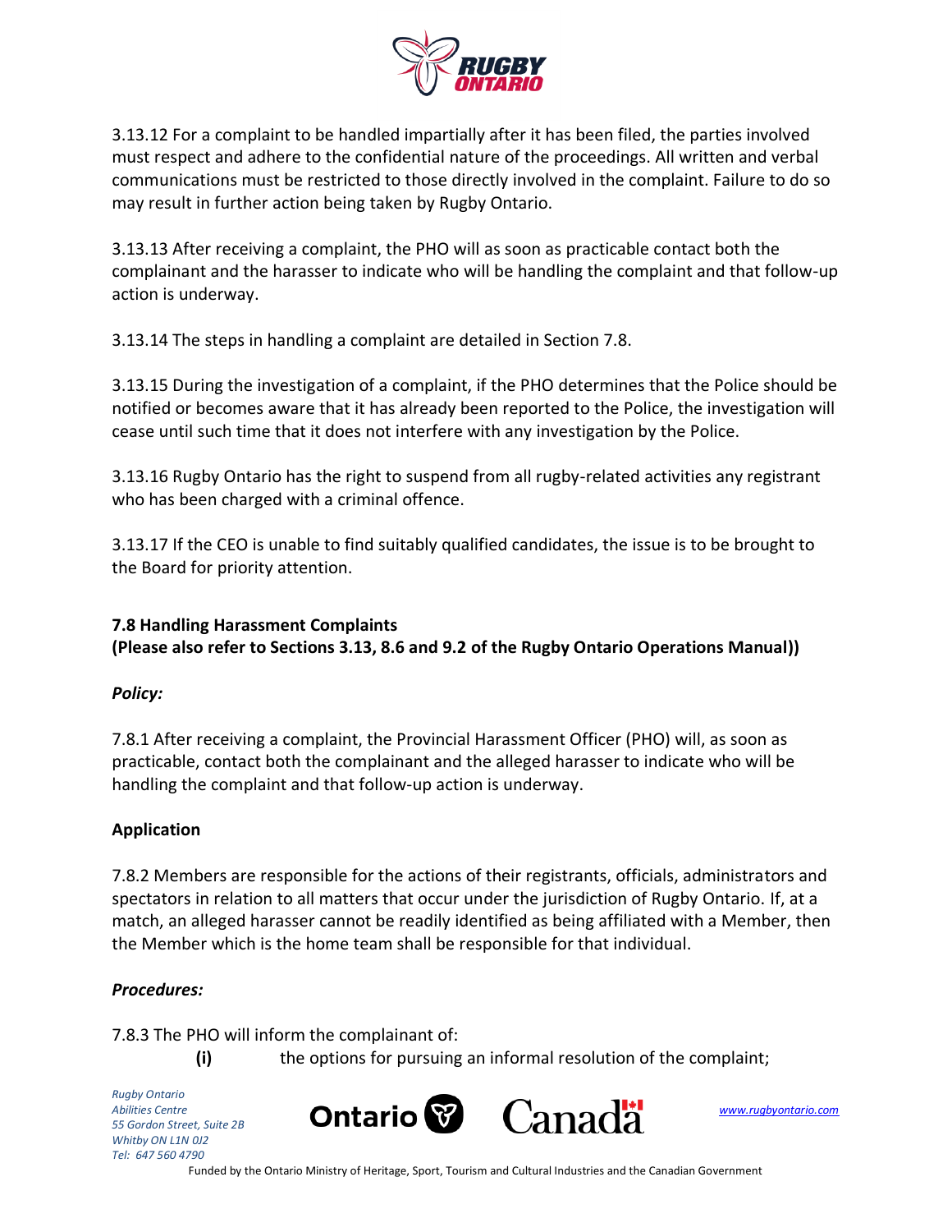3.13.12 For a complaint to be handled impartially after it has been filed, the parties involved must respect and adhere to the confidential nature of the proceedings. All written and verbal communications must be restricted to those directly involved in the complaint. Failure to do so may result in further action being taken by Rugby Ontario.

3.13.13 After receiving a complaint, the PHO will as soon as practicable contact both the complainant and the harasser to indicate who will be handling the complaint and that follow-up action is underway.

3.13.14 The steps in handling a complaint are detailed in Section 7.8.

3.13.15 During the investigation of a complaint, if the PHO determines that the Police should be notified or becomes aware that it has already been reported to the Police, the investigation will cease until such time that it does not interfere with any investigation by the Police.

3.13.16 Rugby Ontario has the right to suspend from all rugby-related activities any registrant who has been charged with a criminal offence.

3.13.17 If the CEO is unable to find suitably qualified candidates, the issue is to be brought to the Board for priority attention.

**7.8 Handling Harassment Complaints**
**(Please also refer to Sections 3.13, 8.6 and 9.2 of the Rugby Ontario Operations Manual))**

***Policy:***

7.8.1 After receiving a complaint, the Provincial Harassment Officer (PHO) will, as soon as practicable, contact both the complainant and the alleged harasser to indicate who will be handling the complaint and that follow-up action is underway.

**Application**

7.8.2 Members are responsible for the actions of their registrants, officials, administrators and spectators in relation to all matters that occur under the jurisdiction of Rugby Ontario. If, at a match, an alleged harasser cannot be readily identified as being affiliated with a Member, then the Member which is the home team shall be responsible for that individual.

***Procedures:***

7.8.3 The PHO will inform the complainant of:

- **(i)** the options for pursuing an informal resolution of the complaint;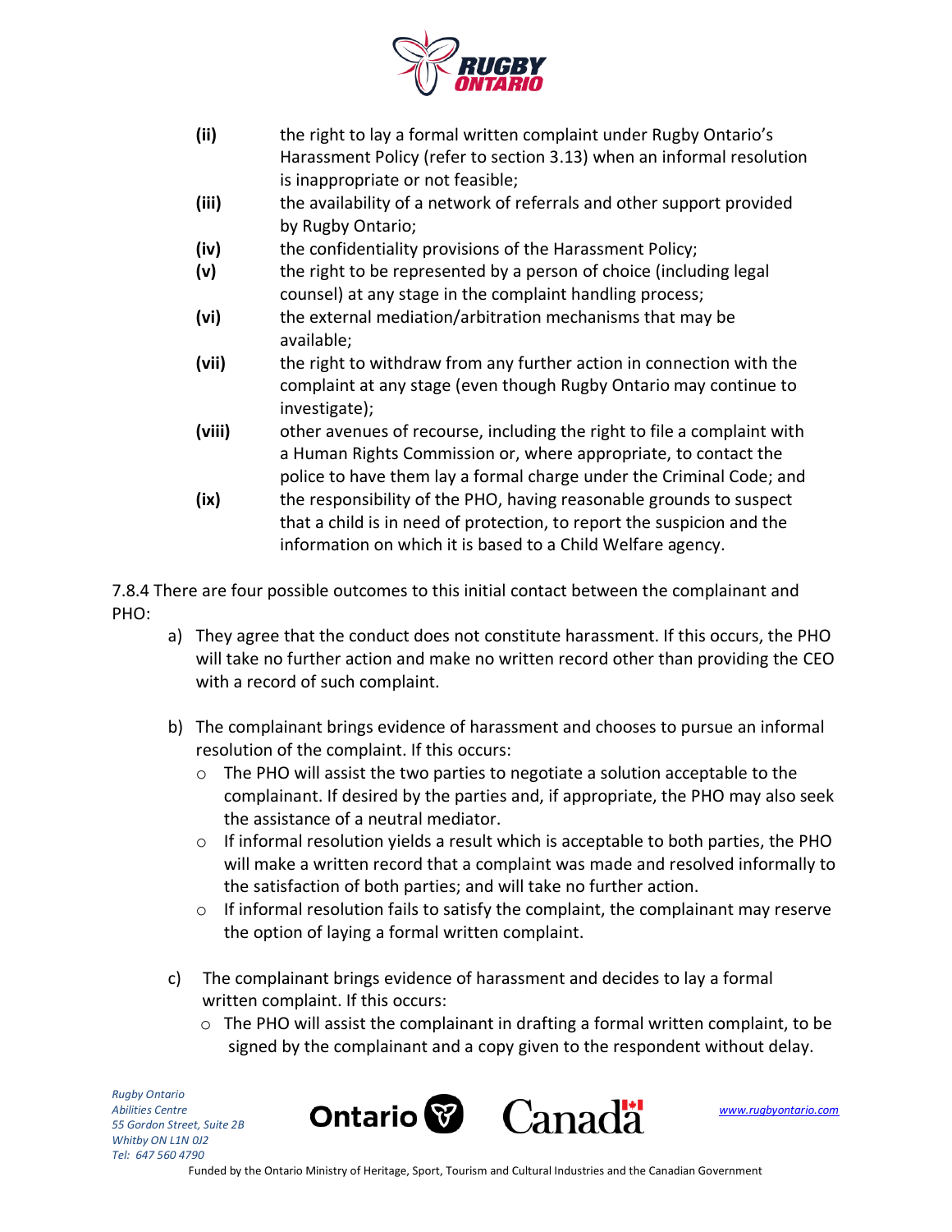**(ii)** the right to lay a formal written complaint under Rugby Ontario's Harassment Policy (refer to section 3.13) when an informal resolution is inappropriate or not feasible;

**(iii)** the availability of a network of referrals and other support provided by Rugby Ontario;

**(iv)** the confidentiality provisions of the Harassment Policy;

**(v)** the right to be represented by a person of choice (including legal counsel) at any stage in the complaint handling process;

**(vi)** the external mediation/arbitration mechanisms that may be available;

**(vii)** the right to withdraw from any further action in connection with the complaint at any stage (even though Rugby Ontario may continue to investigate);

**(viii)** other avenues of recourse, including the right to file a complaint with a Human Rights Commission or, where appropriate, to contact the police to have them lay a formal charge under the Criminal Code; and

**(ix)** the responsibility of the PHO, having reasonable grounds to suspect that a child is in need of protection, to report the suspicion and the information on which it is based to a Child Welfare agency.

7.8.4 There are four possible outcomes to this initial contact between the complainant and PHO:

a) They agree that the conduct does not constitute harassment. If this occurs, the PHO will take no further action and make no written record other than providing the CEO with a record of such complaint.

b) The complainant brings evidence of harassment and chooses to pursue an informal resolution of the complaint. If this occurs:
   - The PHO will assist the two parties to negotiate a solution acceptable to the complainant. If desired by the parties and, if appropriate, the PHO may also seek the assistance of a neutral mediator.
   - If informal resolution yields a result which is acceptable to both parties, the PHO will make a written record that a complaint was made and resolved informally to the satisfaction of both parties; and will take no further action.
   - If informal resolution fails to satisfy the complaint, the complainant may reserve the option of laying a formal written complaint.

c) The complainant brings evidence of harassment and decides to lay a formal written complaint. If this occurs:
   - The PHO will assist the complainant in drafting a formal written complaint, to be signed by the complainant and a copy given to the respondent without delay.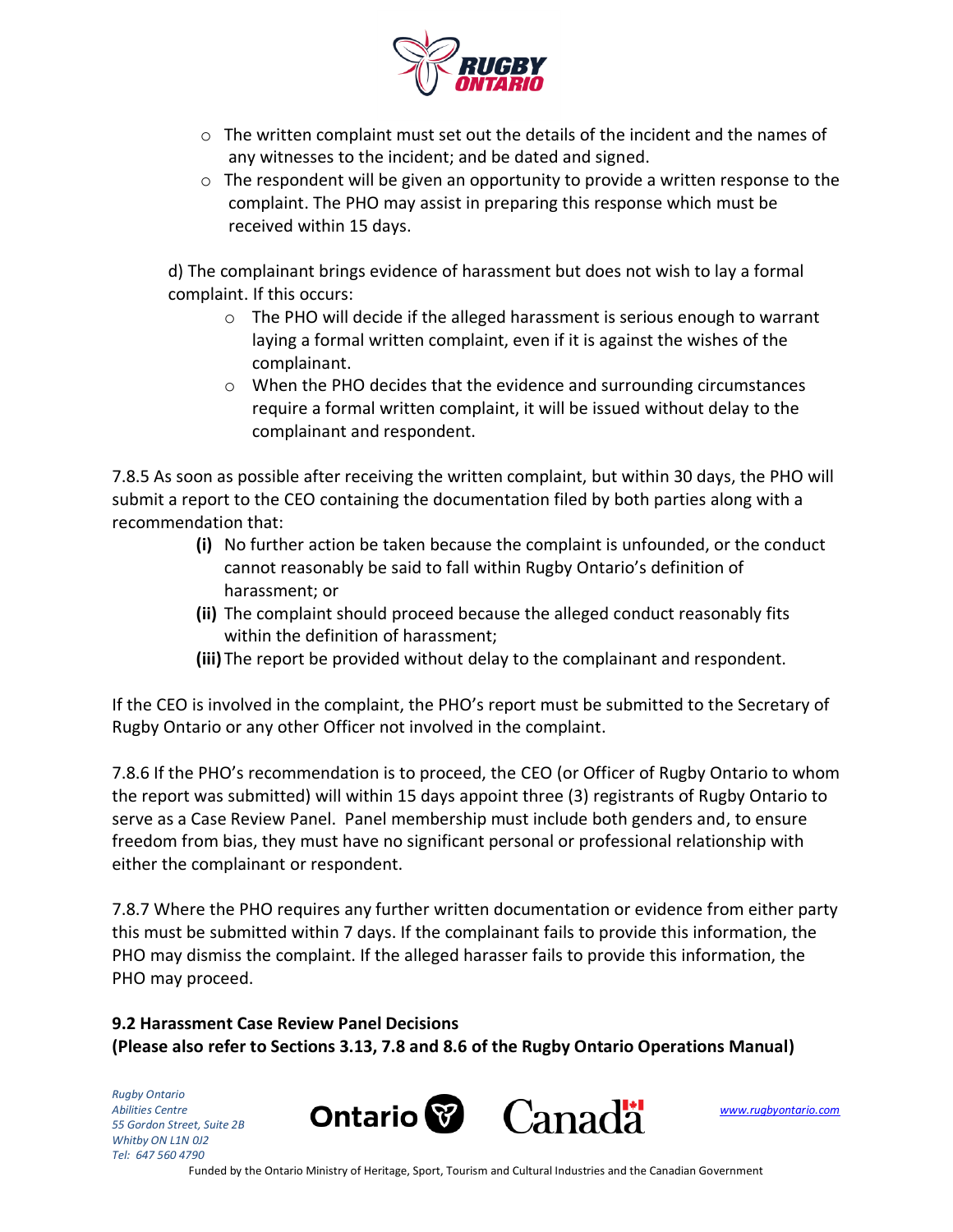- The written complaint must set out the details of the incident and the names of any witnesses to the incident; and be dated and signed.
- The respondent will be given an opportunity to provide a written response to the complaint. The PHO may assist in preparing this response which must be received within 15 days.

d) The complainant brings evidence of harassment but does not wish to lay a formal complaint. If this occurs:

- The PHO will decide if the alleged harassment is serious enough to warrant laying a formal written complaint, even if it is against the wishes of the complainant.
- When the PHO decides that the evidence and surrounding circumstances require a formal written complaint, it will be issued without delay to the complainant and respondent.

7.8.5 As soon as possible after receiving the written complaint, but within 30 days, the PHO will submit a report to the CEO containing the documentation filed by both parties along with a recommendation that:

**(i)** No further action be taken because the complaint is unfounded, or the conduct cannot reasonably be said to fall within Rugby Ontario's definition of harassment; or

**(ii)** The complaint should proceed because the alleged conduct reasonably fits within the definition of harassment;

**(iii)** The report be provided without delay to the complainant and respondent.

If the CEO is involved in the complaint, the PHO's report must be submitted to the Secretary of Rugby Ontario or any other Officer not involved in the complaint.

7.8.6 If the PHO's recommendation is to proceed, the CEO (or Officer of Rugby Ontario to whom the report was submitted) will within 15 days appoint three (3) registrants of Rugby Ontario to serve as a Case Review Panel. Panel membership must include both genders and, to ensure freedom from bias, they must have no significant personal or professional relationship with either the complainant or respondent.

7.8.7 Where the PHO requires any further written documentation or evidence from either party this must be submitted within 7 days. If the complainant fails to provide this information, the PHO may dismiss the complaint. If the alleged harasser fails to provide this information, the PHO may proceed.

**9.2 Harassment Case Review Panel Decisions**
**(Please also refer to Sections 3.13, 7.8 and 8.6 of the Rugby Ontario Operations Manual)**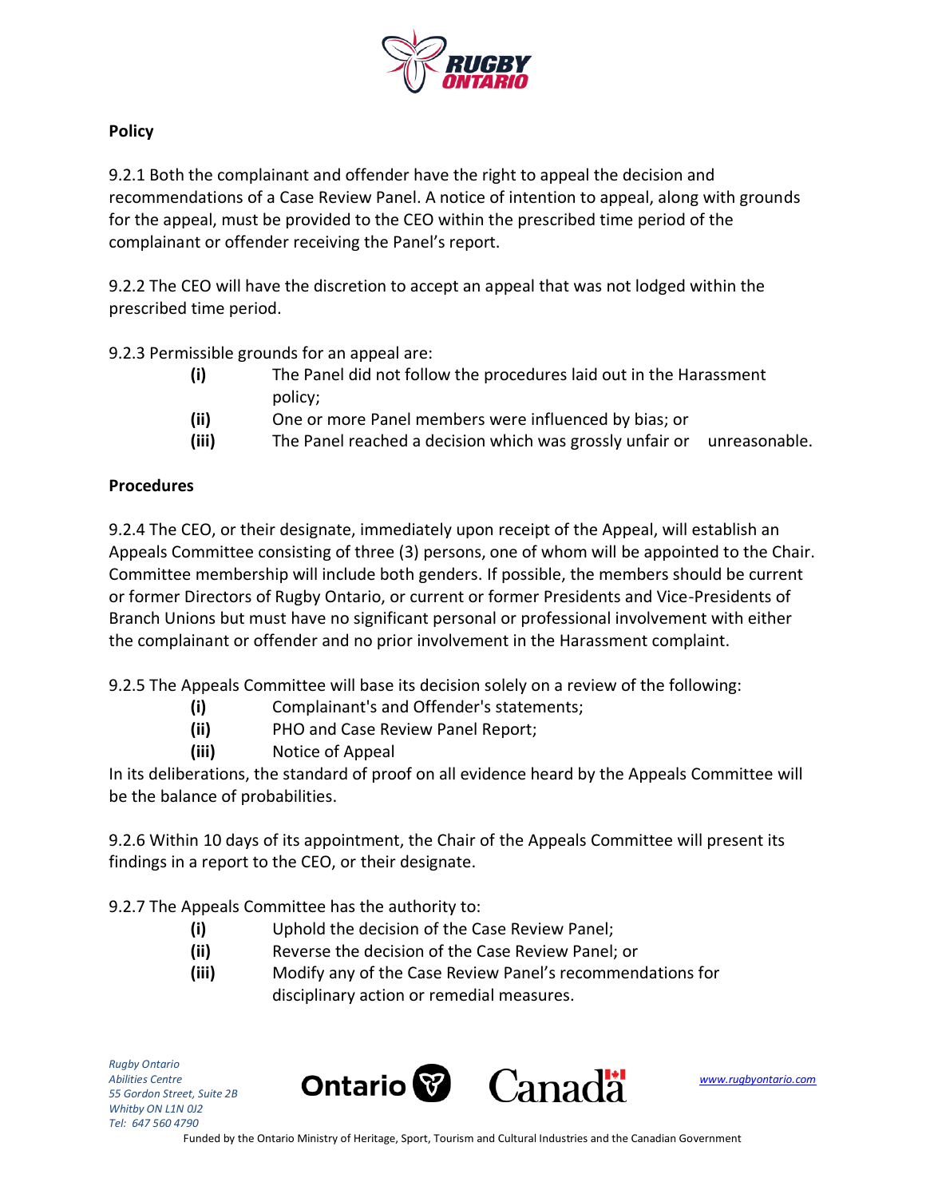**Policy**

9.2.1 Both the complainant and offender have the right to appeal the decision and recommendations of a Case Review Panel. A notice of intention to appeal, along with grounds for the appeal, must be provided to the CEO within the prescribed time period of the complainant or offender receiving the Panel's report.

9.2.2 The CEO will have the discretion to accept an appeal that was not lodged within the prescribed time period.

9.2.3 Permissible grounds for an appeal are:

- **(i)** The Panel did not follow the procedures laid out in the Harassment policy;
- **(ii)** One or more Panel members were influenced by bias; or
- **(iii)** The Panel reached a decision which was grossly unfair or unreasonable.

**Procedures**

9.2.4 The CEO, or their designate, immediately upon receipt of the Appeal, will establish an Appeals Committee consisting of three (3) persons, one of whom will be appointed to the Chair. Committee membership will include both genders. If possible, the members should be current or former Directors of Rugby Ontario, or current or former Presidents and Vice-Presidents of Branch Unions but must have no significant personal or professional involvement with either the complainant or offender and no prior involvement in the Harassment complaint.

9.2.5 The Appeals Committee will base its decision solely on a review of the following:

- **(i)** Complainant's and Offender's statements;
- **(ii)** PHO and Case Review Panel Report;
- **(iii)** Notice of Appeal

In its deliberations, the standard of proof on all evidence heard by the Appeals Committee will be the balance of probabilities.

9.2.6 Within 10 days of its appointment, the Chair of the Appeals Committee will present its findings in a report to the CEO, or their designate.

9.2.7 The Appeals Committee has the authority to:

- **(i)** Uphold the decision of the Case Review Panel;
- **(ii)** Reverse the decision of the Case Review Panel; or
- **(iii)** Modify any of the Case Review Panel's recommendations for disciplinary action or remedial measures.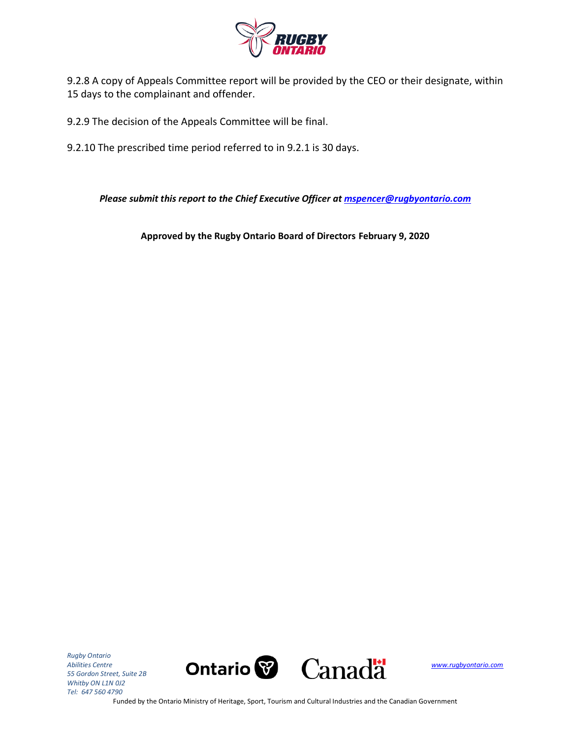9.2.8 A copy of Appeals Committee report will be provided by the CEO or their designate, within 15 days to the complainant and offender.

9.2.9 The decision of the Appeals Committee will be final.

9.2.10 The prescribed time period referred to in 9.2.1 is 30 days.

***Please submit this report to the Chief Executive Officer at mspencer@rugbyontario.com***

**Approved by the Rugby Ontario Board of Directors February 9, 2020**

*Rugby Ontario*
*Abilities Centre*
*55 Gordon Street, Suite 2B*
*Whitby ON L1N 0J2*
*Tel: 647 560 4790*

*www.rugbyontario.com*

Funded by the Ontario Ministry of Heritage, Sport, Tourism and Cultural Industries and the Canadian Government